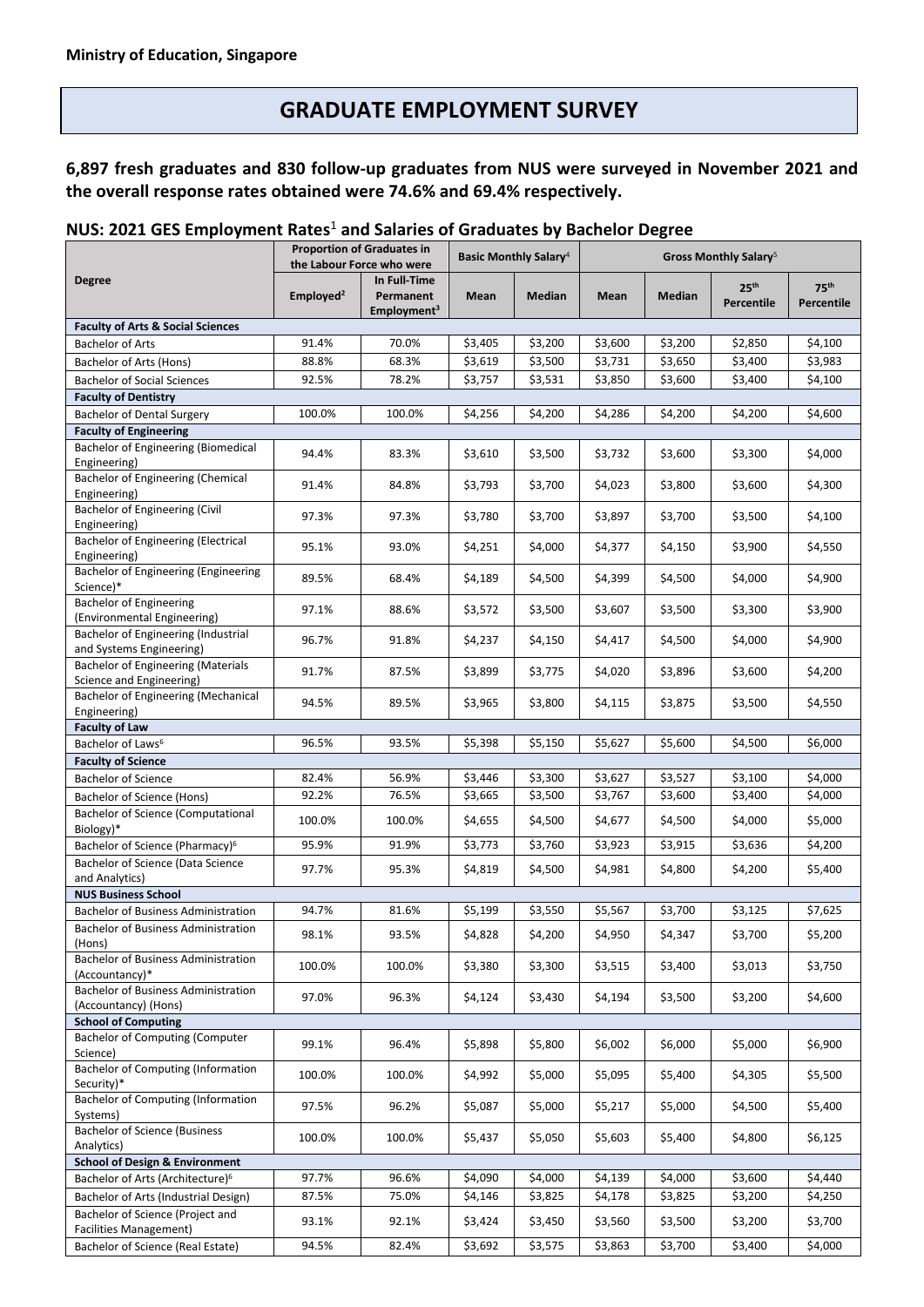**Ministry of Education, Singapore**

# GRADUATE EMPLOYMENT SURVEY

**6,897 fresh graduates and 830 follow-up graduates from NUS were surveyed in November 2021 and the overall response rates obtained were 74.6% and 69.4% respectively.**

## NUS: 2021 GES Employment Rates[1] and Salaries of Graduates by Bachelor Degree

| Degree | Proportion of Graduates in the Labour Force who were | | Basic Monthly Salary[4] | | Gross Monthly Salary[5] | | | |
|---|---|---|---|---|---|---|---|---|
| | Employed[2] | In Full-Time Permanent Employment[3] | Mean | Median | Mean | Median | 25th Percentile | 75th Percentile |
| **Faculty of Arts & Social Sciences** | | | | | | | | |
| Bachelor of Arts | 91.4% | 70.0% | $3,405 | $3,200 | $3,600 | $3,200 | $2,850 | $4,100 |
| Bachelor of Arts (Hons) | 88.8% | 68.3% | $3,619 | $3,500 | $3,731 | $3,650 | $3,400 | $3,983 |
| Bachelor of Social Sciences | 92.5% | 78.2% | $3,757 | $3,531 | $3,850 | $3,600 | $3,400 | $4,100 |
| **Faculty of Dentistry** | | | | | | | | |
| Bachelor of Dental Surgery | 100.0% | 100.0% | $4,256 | $4,200 | $4,286 | $4,200 | $4,200 | $4,600 |
| **Faculty of Engineering** | | | | | | | | |
| Bachelor of Engineering (Biomedical Engineering) | 94.4% | 83.3% | $3,610 | $3,500 | $3,732 | $3,600 | $3,300 | $4,000 |
| Bachelor of Engineering (Chemical Engineering) | 91.4% | 84.8% | $3,793 | $3,700 | $4,023 | $3,800 | $3,600 | $4,300 |
| Bachelor of Engineering (Civil Engineering) | 97.3% | 97.3% | $3,780 | $3,700 | $3,897 | $3,700 | $3,500 | $4,100 |
| Bachelor of Engineering (Electrical Engineering) | 95.1% | 93.0% | $4,251 | $4,000 | $4,377 | $4,150 | $3,900 | $4,550 |
| Bachelor of Engineering (Engineering Science)* | 89.5% | 68.4% | $4,189 | $4,500 | $4,399 | $4,500 | $4,000 | $4,900 |
| Bachelor of Engineering (Environmental Engineering) | 97.1% | 88.6% | $3,572 | $3,500 | $3,607 | $3,500 | $3,300 | $3,900 |
| Bachelor of Engineering (Industrial and Systems Engineering) | 96.7% | 91.8% | $4,237 | $4,150 | $4,417 | $4,500 | $4,000 | $4,900 |
| Bachelor of Engineering (Materials Science and Engineering) | 91.7% | 87.5% | $3,899 | $3,775 | $4,020 | $3,896 | $3,600 | $4,200 |
| Bachelor of Engineering (Mechanical Engineering) | 94.5% | 89.5% | $3,965 | $3,800 | $4,115 | $3,875 | $3,500 | $4,550 |
| **Faculty of Law** | | | | | | | | |
| Bachelor of Laws[6] | 96.5% | 93.5% | $5,398 | $5,150 | $5,627 | $5,600 | $4,500 | $6,000 |
| **Faculty of Science** | | | | | | | | |
| Bachelor of Science | 82.4% | 56.9% | $3,446 | $3,300 | $3,627 | $3,527 | $3,100 | $4,000 |
| Bachelor of Science (Hons) | 92.2% | 76.5% | $3,665 | $3,500 | $3,767 | $3,600 | $3,400 | $4,000 |
| Bachelor of Science (Computational Biology)* | 100.0% | 100.0% | $4,655 | $4,500 | $4,677 | $4,500 | $4,000 | $5,000 |
| Bachelor of Science (Pharmacy)[6] | 95.9% | 91.9% | $3,773 | $3,760 | $3,923 | $3,915 | $3,636 | $4,200 |
| Bachelor of Science (Data Science and Analytics) | 97.7% | 95.3% | $4,819 | $4,500 | $4,981 | $4,800 | $4,200 | $5,400 |
| **NUS Business School** | | | | | | | | |
| Bachelor of Business Administration | 94.7% | 81.6% | $5,199 | $3,550 | $5,567 | $3,700 | $3,125 | $7,625 |
| Bachelor of Business Administration (Hons) | 98.1% | 93.5% | $4,828 | $4,200 | $4,950 | $4,347 | $3,700 | $5,200 |
| Bachelor of Business Administration (Accountancy)* | 100.0% | 100.0% | $3,380 | $3,300 | $3,515 | $3,400 | $3,013 | $3,750 |
| Bachelor of Business Administration (Accountancy) (Hons) | 97.0% | 96.3% | $4,124 | $3,430 | $4,194 | $3,500 | $3,200 | $4,600 |
| **School of Computing** | | | | | | | | |
| Bachelor of Computing (Computer Science) | 99.1% | 96.4% | $5,898 | $5,800 | $6,002 | $6,000 | $5,000 | $6,900 |
| Bachelor of Computing (Information Security)* | 100.0% | 100.0% | $4,992 | $5,000 | $5,095 | $5,400 | $4,305 | $5,500 |
| Bachelor of Computing (Information Systems) | 97.5% | 96.2% | $5,087 | $5,000 | $5,217 | $5,000 | $4,500 | $5,400 |
| Bachelor of Science (Business Analytics) | 100.0% | 100.0% | $5,437 | $5,050 | $5,603 | $5,400 | $4,800 | $6,125 |
| **School of Design & Environment** | | | | | | | | |
| Bachelor of Arts (Architecture)[6] | 97.7% | 96.6% | $4,090 | $4,000 | $4,139 | $4,000 | $3,600 | $4,440 |
| Bachelor of Arts (Industrial Design) | 87.5% | 75.0% | $4,146 | $3,825 | $4,178 | $3,825 | $3,200 | $4,250 |
| Bachelor of Science (Project and Facilities Management) | 93.1% | 92.1% | $3,424 | $3,450 | $3,560 | $3,500 | $3,200 | $3,700 |
| Bachelor of Science (Real Estate) | 94.5% | 82.4% | $3,692 | $3,575 | $3,863 | $3,700 | $3,400 | $4,000 |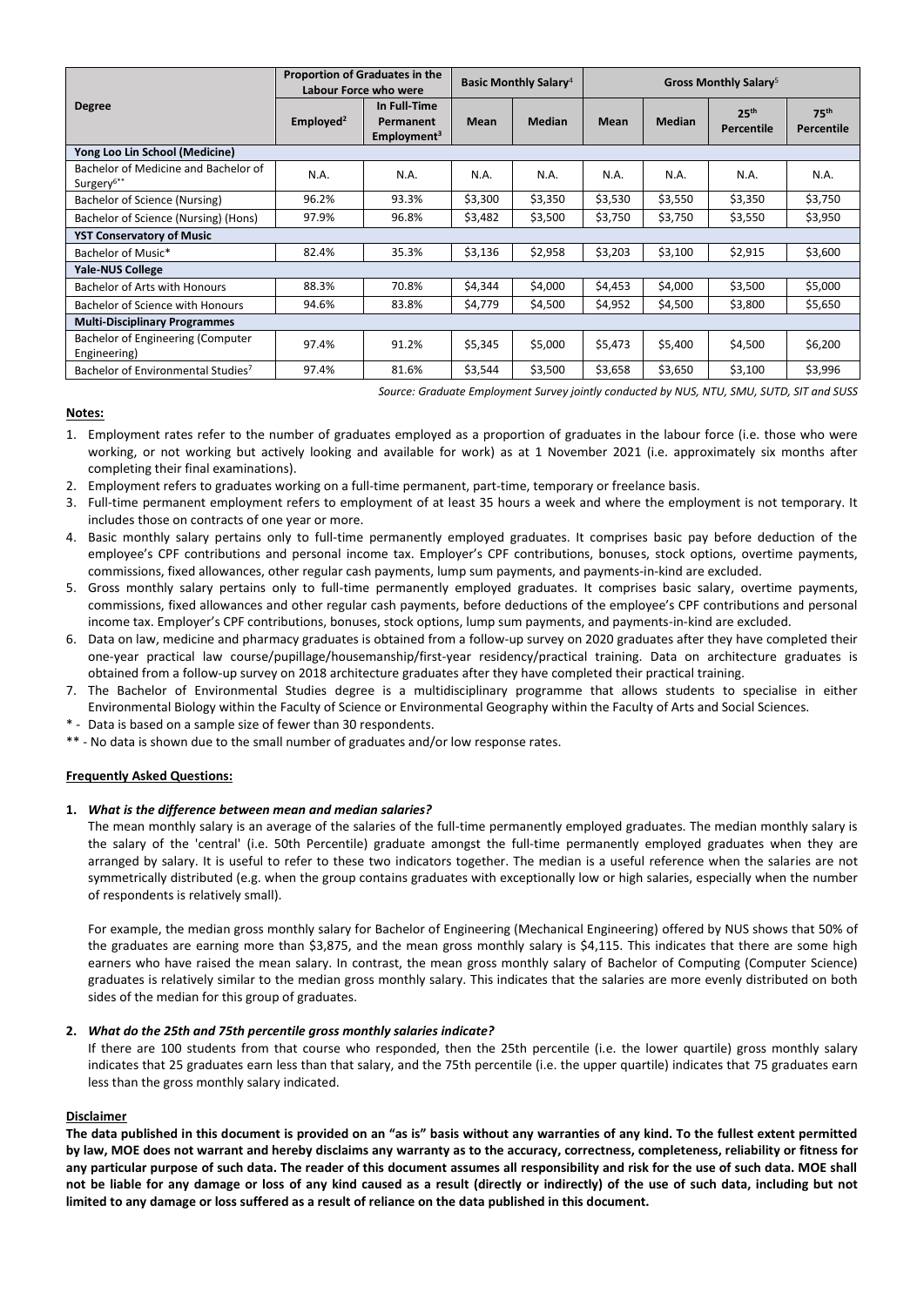| Degree | Proportion of Graduates in the Labour Force who were | | Basic Monthly Salary[4] | | Gross Monthly Salary[5] | | | |
|---|---|---|---|---|---|---|---|---|
| | Employed[2] | In Full-Time Permanent Employment[3] | Mean | Median | Mean | Median | 25th Percentile | 75th Percentile |
| **Yong Loo Lin School (Medicine)** | | | | | | | | |
| Bachelor of Medicine and Bachelor of Surgery[6**] | N.A. | N.A. | N.A. | N.A. | N.A. | N.A. | N.A. | N.A. |
| Bachelor of Science (Nursing) | 96.2% | 93.3% | $3,300 | $3,350 | $3,530 | $3,550 | $3,350 | $3,750 |
| Bachelor of Science (Nursing) (Hons) | 97.9% | 96.8% | $3,482 | $3,500 | $3,750 | $3,750 | $3,550 | $3,950 |
| **YST Conservatory of Music** | | | | | | | | |
| Bachelor of Music* | 82.4% | 35.3% | $3,136 | $2,958 | $3,203 | $3,100 | $2,915 | $3,600 |
| **Yale-NUS College** | | | | | | | | |
| Bachelor of Arts with Honours | 88.3% | 70.8% | $4,344 | $4,000 | $4,453 | $4,000 | $3,500 | $5,000 |
| Bachelor of Science with Honours | 94.6% | 83.8% | $4,779 | $4,500 | $4,952 | $4,500 | $3,800 | $5,650 |
| **Multi-Disciplinary Programmes** | | | | | | | | |
| Bachelor of Engineering (Computer Engineering) | 97.4% | 91.2% | $5,345 | $5,000 | $5,473 | $5,400 | $4,500 | $6,200 |
| Bachelor of Environmental Studies[7] | 97.4% | 81.6% | $3,544 | $3,500 | $3,658 | $3,650 | $3,100 | $3,996 |

*Source: Graduate Employment Survey jointly conducted by NUS, NTU, SMU, SUTD, SIT and SUSS*

**Notes:**

1. Employment rates refer to the number of graduates employed as a proportion of graduates in the labour force (i.e. those who were working, or not working but actively looking and available for work) as at 1 November 2021 (i.e. approximately six months after completing their final examinations).
2. Employment refers to graduates working on a full-time permanent, part-time, temporary or freelance basis.
3. Full-time permanent employment refers to employment of at least 35 hours a week and where the employment is not temporary. It includes those on contracts of one year or more.
4. Basic monthly salary pertains only to full-time permanently employed graduates. It comprises basic pay before deduction of the employee's CPF contributions and personal income tax. Employer's CPF contributions, bonuses, stock options, overtime payments, commissions, fixed allowances, other regular cash payments, lump sum payments, and payments-in-kind are excluded.
5. Gross monthly salary pertains only to full-time permanently employed graduates. It comprises basic salary, overtime payments, commissions, fixed allowances and other regular cash payments, before deductions of the employee's CPF contributions and personal income tax. Employer's CPF contributions, bonuses, stock options, lump sum payments, and payments-in-kind are excluded.
6. Data on law, medicine and pharmacy graduates is obtained from a follow-up survey on 2020 graduates after they have completed their one-year practical law course/pupillage/housemanship/first-year residency/practical training. Data on architecture graduates is obtained from a follow-up survey on 2018 architecture graduates after they have completed their practical training.
7. The Bachelor of Environmental Studies degree is a multidisciplinary programme that allows students to specialise in either Environmental Biology within the Faculty of Science or Environmental Geography within the Faculty of Arts and Social Sciences.

\* - Data is based on a sample size of fewer than 30 respondents.

\** - No data is shown due to the small number of graduates and/or low response rates.

**Frequently Asked Questions:**

**1. *What is the difference between mean and median salaries?***

The mean monthly salary is an average of the salaries of the full-time permanently employed graduates. The median monthly salary is the salary of the 'central' (i.e. 50th Percentile) graduate amongst the full-time permanently employed graduates when they are arranged by salary. It is useful to refer to these two indicators together. The median is a useful reference when the salaries are not symmetrically distributed (e.g. when the group contains graduates with exceptionally low or high salaries, especially when the number of respondents is relatively small).

For example, the median gross monthly salary for Bachelor of Engineering (Mechanical Engineering) offered by NUS shows that 50% of the graduates are earning more than $3,875, and the mean gross monthly salary is $4,115. This indicates that there are some high earners who have raised the mean salary. In contrast, the mean gross monthly salary of Bachelor of Computing (Computer Science) graduates is relatively similar to the median gross monthly salary. This indicates that the salaries are more evenly distributed on both sides of the median for this group of graduates.

**2. *What do the 25th and 75th percentile gross monthly salaries indicate?***

If there are 100 students from that course who responded, then the 25th percentile (i.e. the lower quartile) gross monthly salary indicates that 25 graduates earn less than that salary, and the 75th percentile (i.e. the upper quartile) indicates that 75 graduates earn less than the gross monthly salary indicated.

**Disclaimer**

**The data published in this document is provided on an "as is" basis without any warranties of any kind. To the fullest extent permitted by law, MOE does not warrant and hereby disclaims any warranty as to the accuracy, correctness, completeness, reliability or fitness for any particular purpose of such data. The reader of this document assumes all responsibility and risk for the use of such data. MOE shall not be liable for any damage or loss of any kind caused as a result (directly or indirectly) of the use of such data, including but not limited to any damage or loss suffered as a result of reliance on the data published in this document.**